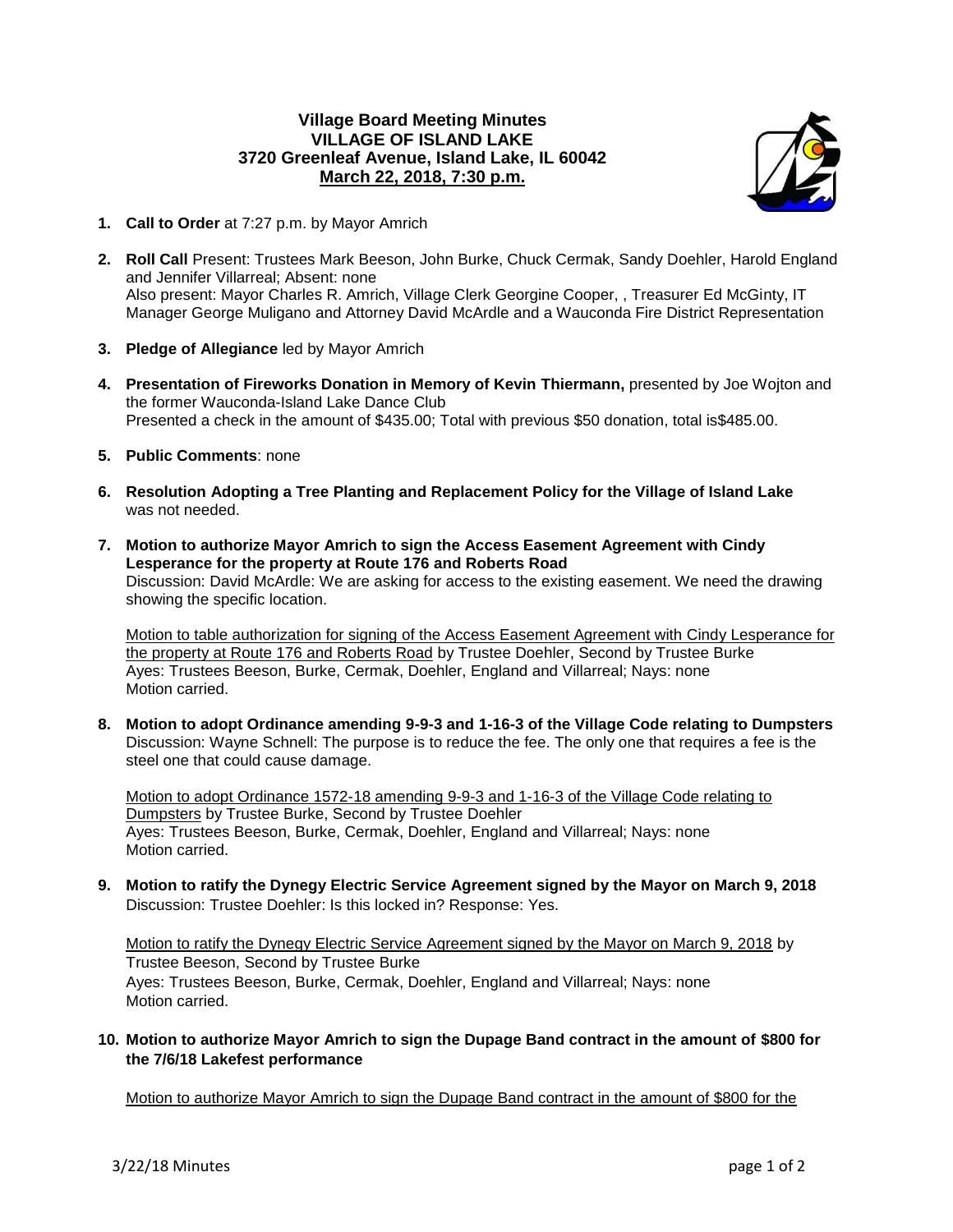**Village Board Meeting Minutes**
**VILLAGE OF ISLAND LAKE**
**3720 Greenleaf Avenue, Island Lake, IL 60042**
**March 22, 2018, 7:30 p.m.**

1. **Call to Order** at 7:27 p.m. by Mayor Amrich

2. **Roll Call** Present: Trustees Mark Beeson, John Burke, Chuck Cermak, Sandy Doehler, Harold England and Jennifer Villarreal; Absent: none
   Also present: Mayor Charles R. Amrich, Village Clerk Georgine Cooper, , Treasurer Ed McGinty, IT Manager George Muligano and Attorney David McArdle and a Wauconda Fire District Representation

3. **Pledge of Allegiance** led by Mayor Amrich

4. **Presentation of Fireworks Donation in Memory of Kevin Thiermann,** presented by Joe Wojton and the former Wauconda-Island Lake Dance Club
   Presented a check in the amount of $435.00; Total with previous $50 donation, total is$485.00.

5. **Public Comments**: none

6. **Resolution Adopting a Tree Planting and Replacement Policy for the Village of Island Lake** was not needed.

7. **Motion to authorize Mayor Amrich to sign the Access Easement Agreement with Cindy Lesperance for the property at Route 176 and Roberts Road**
   Discussion: David McArdle: We are asking for access to the existing easement. We need the drawing showing the specific location.

   Motion to table authorization for signing of the Access Easement Agreement with Cindy Lesperance for the property at Route 176 and Roberts Road by Trustee Doehler, Second by Trustee Burke
   Ayes: Trustees Beeson, Burke, Cermak, Doehler, England and Villarreal; Nays: none
   Motion carried.

8. **Motion to adopt Ordinance amending 9-9-3 and 1-16-3 of the Village Code relating to Dumpsters**
   Discussion: Wayne Schnell: The purpose is to reduce the fee. The only one that requires a fee is the steel one that could cause damage.

   Motion to adopt Ordinance 1572-18 amending 9-9-3 and 1-16-3 of the Village Code relating to Dumpsters by Trustee Burke, Second by Trustee Doehler
   Ayes: Trustees Beeson, Burke, Cermak, Doehler, England and Villarreal; Nays: none
   Motion carried.

9. **Motion to ratify the Dynegy Electric Service Agreement signed by the Mayor on March 9, 2018**
   Discussion: Trustee Doehler: Is this locked in? Response: Yes.

   Motion to ratify the Dynegy Electric Service Agreement signed by the Mayor on March 9, 2018 by Trustee Beeson, Second by Trustee Burke
   Ayes: Trustees Beeson, Burke, Cermak, Doehler, England and Villarreal; Nays: none
   Motion carried.

10. **Motion to authorize Mayor Amrich to sign the Dupage Band contract in the amount of $800 for the 7/6/18 Lakefest performance**

    Motion to authorize Mayor Amrich to sign the Dupage Band contract in the amount of $800 for the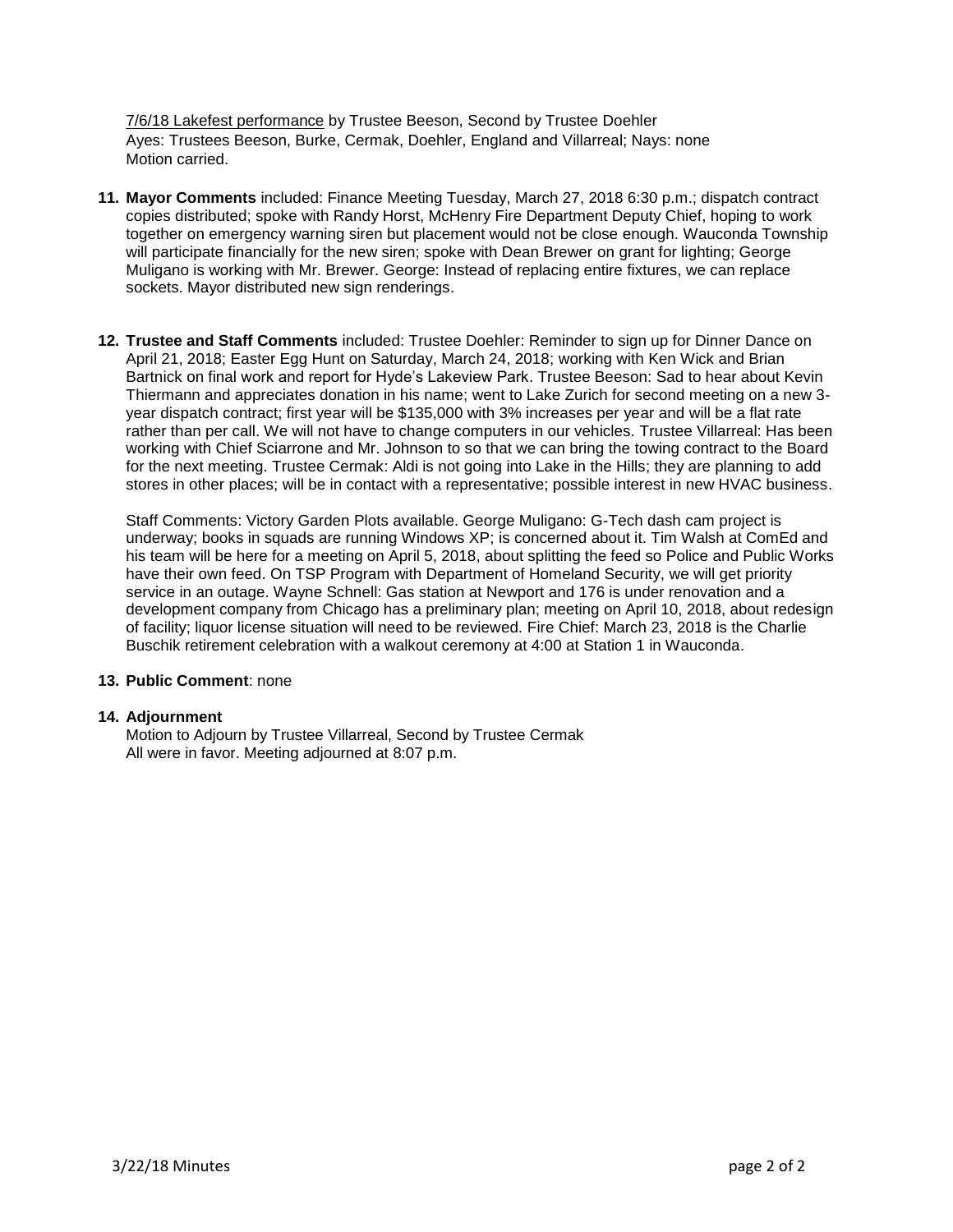7/6/18 Lakefest performance by Trustee Beeson, Second by Trustee Doehler
Ayes: Trustees Beeson, Burke, Cermak, Doehler, England and Villarreal; Nays: none
Motion carried.

11. **Mayor Comments** included: Finance Meeting Tuesday, March 27, 2018 6:30 p.m.; dispatch contract copies distributed; spoke with Randy Horst, McHenry Fire Department Deputy Chief, hoping to work together on emergency warning siren but placement would not be close enough. Wauconda Township will participate financially for the new siren; spoke with Dean Brewer on grant for lighting; George Muligano is working with Mr. Brewer. George: Instead of replacing entire fixtures, we can replace sockets. Mayor distributed new sign renderings.

12. **Trustee and Staff Comments** included: Trustee Doehler: Reminder to sign up for Dinner Dance on April 21, 2018; Easter Egg Hunt on Saturday, March 24, 2018; working with Ken Wick and Brian Bartnick on final work and report for Hyde's Lakeview Park. Trustee Beeson: Sad to hear about Kevin Thiermann and appreciates donation in his name; went to Lake Zurich for second meeting on a new 3-year dispatch contract; first year will be $135,000 with 3% increases per year and will be a flat rate rather than per call. We will not have to change computers in our vehicles. Trustee Villarreal: Has been working with Chief Sciarrone and Mr. Johnson to so that we can bring the towing contract to the Board for the next meeting. Trustee Cermak: Aldi is not going into Lake in the Hills; they are planning to add stores in other places; will be in contact with a representative; possible interest in new HVAC business.

    Staff Comments: Victory Garden Plots available. George Muligano: G-Tech dash cam project is underway; books in squads are running Windows XP; is concerned about it. Tim Walsh at ComEd and his team will be here for a meeting on April 5, 2018, about splitting the feed so Police and Public Works have their own feed. On TSP Program with Department of Homeland Security, we will get priority service in an outage. Wayne Schnell: Gas station at Newport and 176 is under renovation and a development company from Chicago has a preliminary plan; meeting on April 10, 2018, about redesign of facility; liquor license situation will need to be reviewed. Fire Chief: March 23, 2018 is the Charlie Buschik retirement celebration with a walkout ceremony at 4:00 at Station 1 in Wauconda.

13. **Public Comment**: none

14. **Adjournment**
    Motion to Adjourn by Trustee Villarreal, Second by Trustee Cermak
    All were in favor. Meeting adjourned at 8:07 p.m.